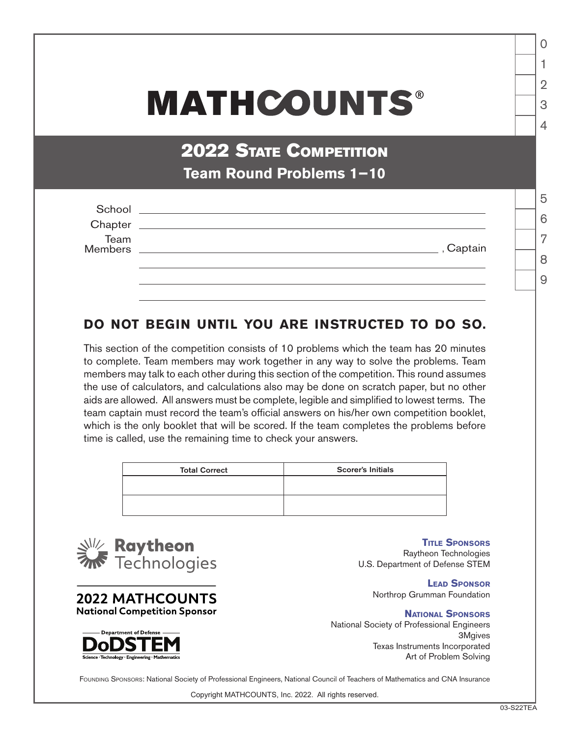# MATHCOUNTS®

## 2022 State Competition

### Team Round Problems 1−10

School ______________________________

Chapter ______________________________

Team Members ______________________________, Captain

______________________________

______________________________

______________________________

| 0 |
|---|
| 1 |
| 2 |
| 3 |
| 4 |
| 5 |
| 6 |
| 7 |
| 8 |
| 9 |

**DO NOT BEGIN UNTIL YOU ARE INSTRUCTED TO DO SO.**

This section of the competition consists of 10 problems which the team has 20 minutes to complete. Team members may work together in any way to solve the problems. Team members may talk to each other during this section of the competition. This round assumes the use of calculators, and calculations also may be done on scratch paper, but no other aids are allowed. All answers must be complete, legible and simplified to lowest terms. The team captain must record the team's official answers on his/her own competition booklet, which is the only booklet that will be scored. If the team completes the problems before time is called, use the remaining time to check your answers.

| Total Correct | Scorer's Initials |
|---|---|
| | |
| | |

Raytheon Technologies

2022 MATHCOUNTS National Competition Sponsor

Department of Defense DoDSTEM Science · Technology · Engineering · Mathematics

**Title Sponsors**
Raytheon Technologies
U.S. Department of Defense STEM

**Lead Sponsor**
Northrop Grumman Foundation

**National Sponsors**
National Society of Professional Engineers
3Mgives
Texas Instruments Incorporated
Art of Problem Solving

Founding Sponsors: National Society of Professional Engineers, National Council of Teachers of Mathematics and CNA Insurance

Copyright MATHCOUNTS, Inc. 2022. All rights reserved.

03-S22TEA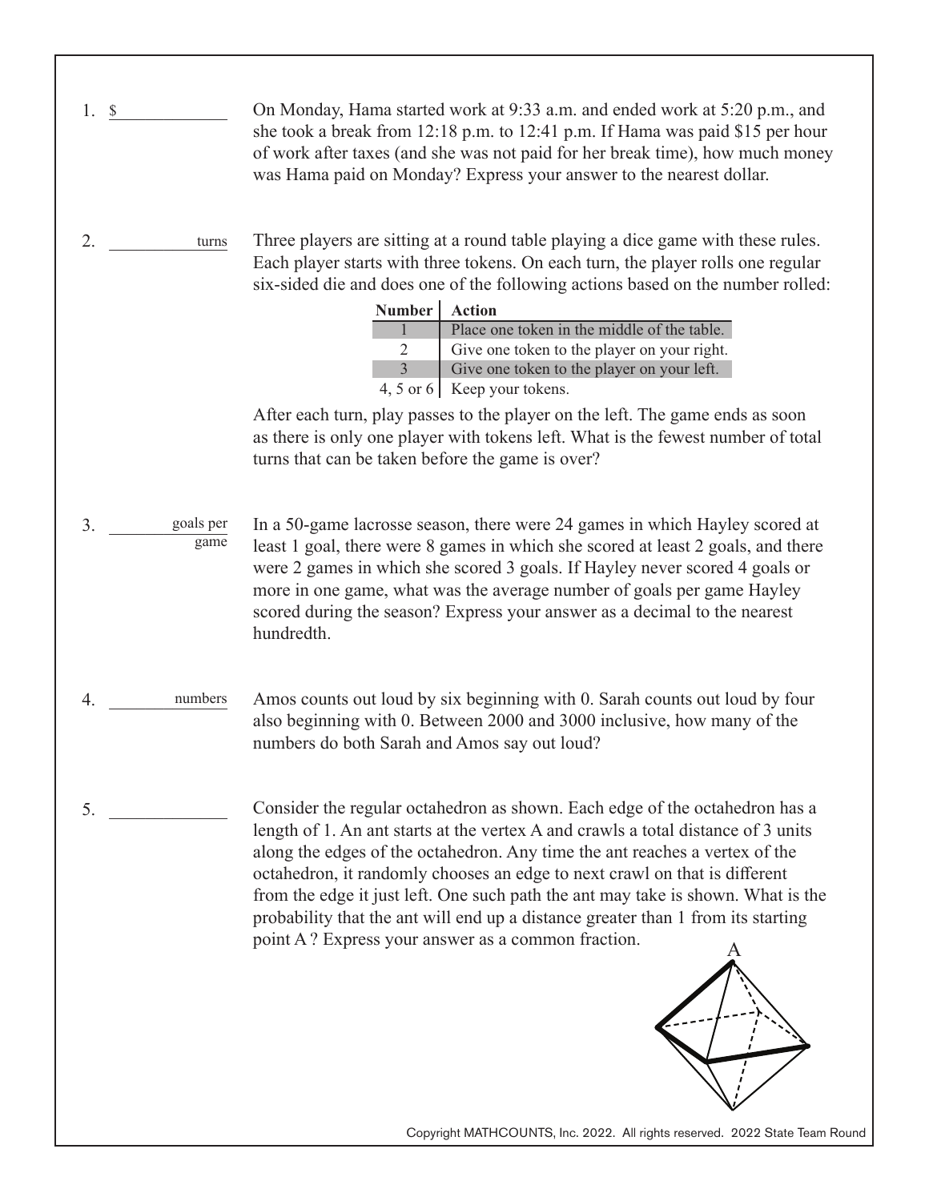1. $ ____________

On Monday, Hama started work at 9:33 a.m. and ended work at 5:20 p.m., and she took a break from 12:18 p.m. to 12:41 p.m. If Hama was paid $15 per hour of work after taxes (and she was not paid for her break time), how much money was Hama paid on Monday? Express your answer to the nearest dollar.

2. ____________ turns

Three players are sitting at a round table playing a dice game with these rules. Each player starts with three tokens. On each turn, the player rolls one regular six-sided die and does one of the following actions based on the number rolled:

| Number | Action |
|---|---|
| 1 | Place one token in the middle of the table. |
| 2 | Give one token to the player on your right. |
| 3 | Give one token to the player on your left. |
| 4, 5 or 6 | Keep your tokens. |

After each turn, play passes to the player on the left. The game ends as soon as there is only one player with tokens left. What is the fewest number of total turns that can be taken before the game is over?

3. ____________ goals per game

In a 50-game lacrosse season, there were 24 games in which Hayley scored at least 1 goal, there were 8 games in which she scored at least 2 goals, and there were 2 games in which she scored 3 goals. If Hayley never scored 4 goals or more in one game, what was the average number of goals per game Hayley scored during the season? Express your answer as a decimal to the nearest hundredth.

4. ____________ numbers

Amos counts out loud by six beginning with 0. Sarah counts out loud by four also beginning with 0. Between 2000 and 3000 inclusive, how many of the numbers do both Sarah and Amos say out loud?

5. ____________

Consider the regular octahedron as shown. Each edge of the octahedron has a length of 1. An ant starts at the vertex A and crawls a total distance of 3 units along the edges of the octahedron. Any time the ant reaches a vertex of the octahedron, it randomly chooses an edge to next crawl on that is different from the edge it just left. One such path the ant may take is shown. What is the probability that the ant will end up a distance greater than 1 from its starting point A? Express your answer as a common fraction.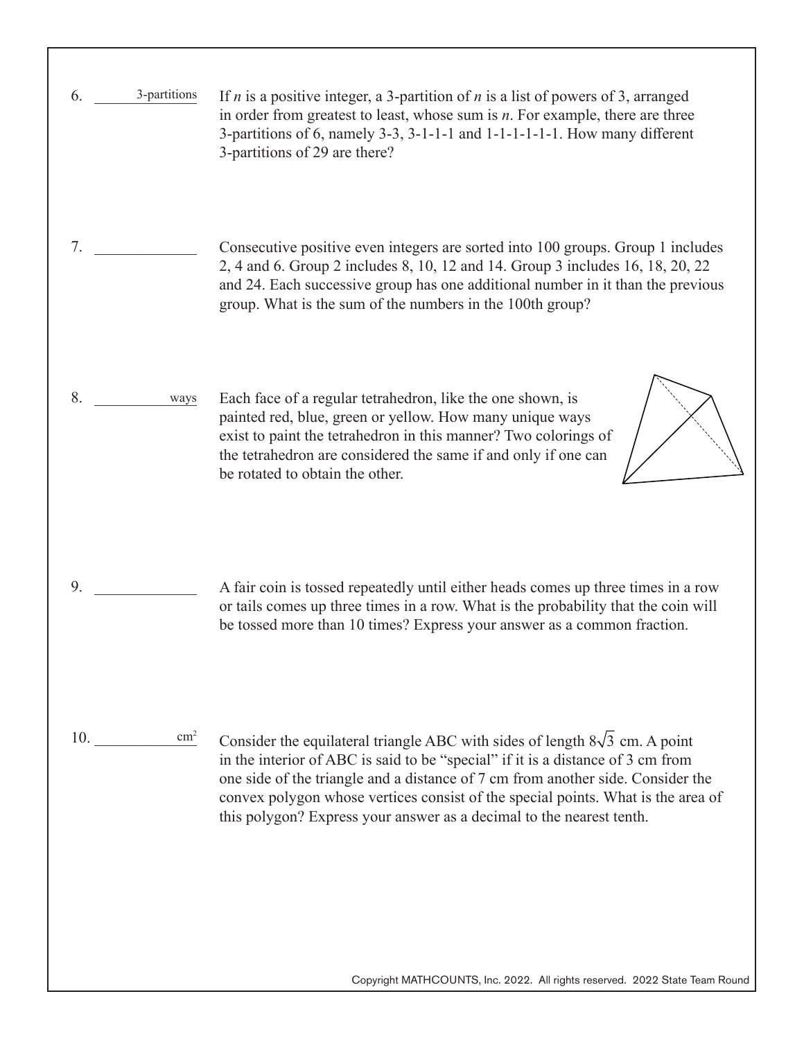6. ______ 3-partitions

If $n$ is a positive integer, a 3-partition of $n$ is a list of powers of 3, arranged in order from greatest to least, whose sum is $n$. For example, there are three 3-partitions of 6, namely 3-3, 3-1-1-1 and 1-1-1-1-1-1. How many different 3-partitions of 29 are there?

7. ______

Consecutive positive even integers are sorted into 100 groups. Group 1 includes 2, 4 and 6. Group 2 includes 8, 10, 12 and 14. Group 3 includes 16, 18, 20, 22 and 24. Each successive group has one additional number in it than the previous group. What is the sum of the numbers in the 100th group?

8. ______ ways

Each face of a regular tetrahedron, like the one shown, is painted red, blue, green or yellow. How many unique ways exist to paint the tetrahedron in this manner? Two colorings of the tetrahedron are considered the same if and only if one can be rotated to obtain the other.

9. ______

A fair coin is tossed repeatedly until either heads comes up three times in a row or tails comes up three times in a row. What is the probability that the coin will be tossed more than 10 times? Express your answer as a common fraction.

10. ______ $\text{cm}^2$

Consider the equilateral triangle ABC with sides of length $8\sqrt{3}$ cm. A point in the interior of ABC is said to be "special" if it is a distance of 3 cm from one side of the triangle and a distance of 7 cm from another side. Consider the convex polygon whose vertices consist of the special points. What is the area of this polygon? Express your answer as a decimal to the nearest tenth.

Copyright MATHCOUNTS, Inc. 2022. All rights reserved. 2022 State Team Round